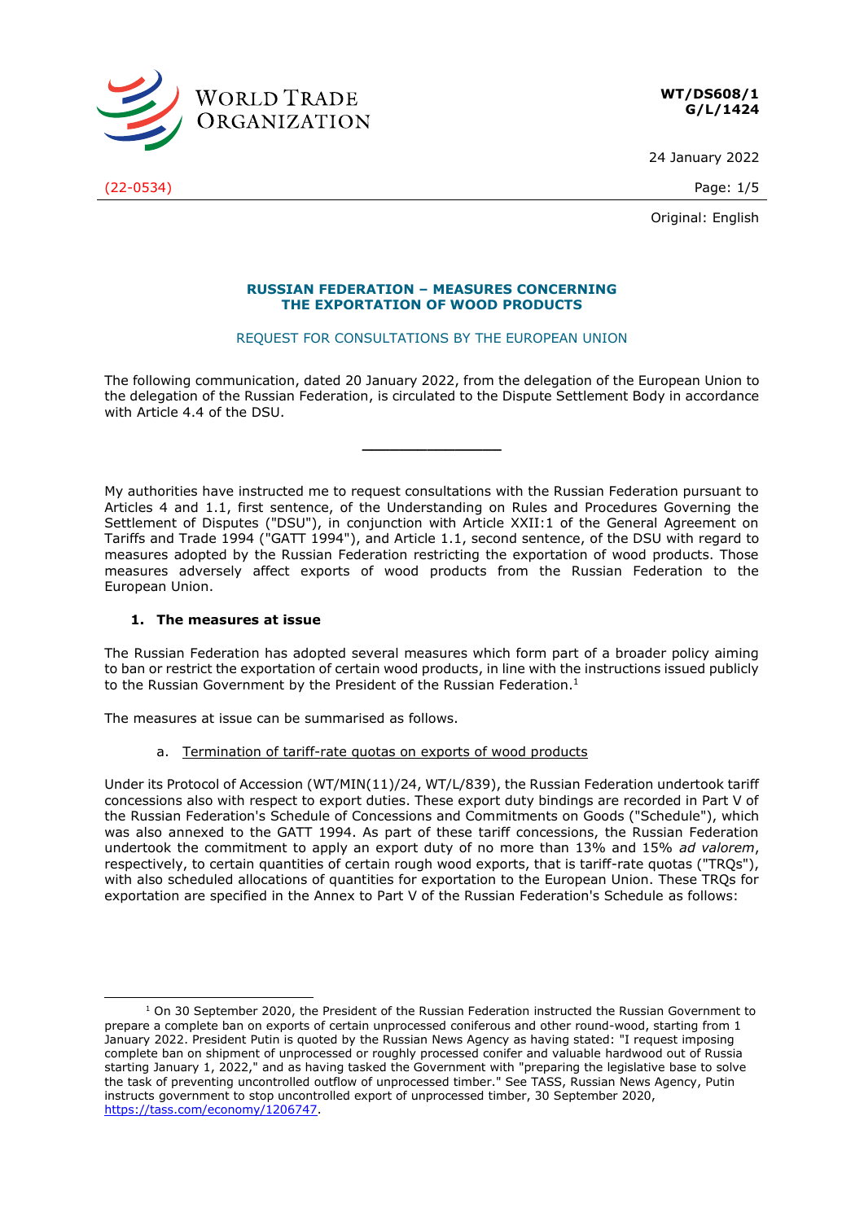WT/DS608/1
G/L/1424

24 January 2022

(22-0534)

Original: English

## RUSSIAN FEDERATION – MEASURES CONCERNING THE EXPORTATION OF WOOD PRODUCTS

REQUEST FOR CONSULTATIONS BY THE EUROPEAN UNION

The following communication, dated 20 January 2022, from the delegation of the European Union to the delegation of the Russian Federation, is circulated to the Dispute Settlement Body in accordance with Article 4.4 of the DSU.

---

My authorities have instructed me to request consultations with the Russian Federation pursuant to Articles 4 and 1.1, first sentence, of the Understanding on Rules and Procedures Governing the Settlement of Disputes ("DSU"), in conjunction with Article XXII:1 of the General Agreement on Tariffs and Trade 1994 ("GATT 1994"), and Article 1.1, second sentence, of the DSU with regard to measures adopted by the Russian Federation restricting the exportation of wood products. Those measures adversely affect exports of wood products from the Russian Federation to the European Union.

### 1. The measures at issue

The Russian Federation has adopted several measures which form part of a broader policy aiming to ban or restrict the exportation of certain wood products, in line with the instructions issued publicly to the Russian Government by the President of the Russian Federation.[1]

The measures at issue can be summarised as follows.

a. Termination of tariff-rate quotas on exports of wood products

Under its Protocol of Accession (WT/MIN(11)/24, WT/L/839), the Russian Federation undertook tariff concessions also with respect to export duties. These export duty bindings are recorded in Part V of the Russian Federation's Schedule of Concessions and Commitments on Goods ("Schedule"), which was also annexed to the GATT 1994. As part of these tariff concessions, the Russian Federation undertook the commitment to apply an export duty of no more than 13% and 15% *ad valorem*, respectively, to certain quantities of certain rough wood exports, that is tariff-rate quotas ("TRQs"), with also scheduled allocations of quantities for exportation to the European Union. These TRQs for exportation are specified in the Annex to Part V of the Russian Federation's Schedule as follows:

---

[1] On 30 September 2020, the President of the Russian Federation instructed the Russian Government to prepare a complete ban on exports of certain unprocessed coniferous and other round-wood, starting from 1 January 2022. President Putin is quoted by the Russian News Agency as having stated: "I request imposing complete ban on shipment of unprocessed or roughly processed conifer and valuable hardwood out of Russia starting January 1, 2022," and as having tasked the Government with "preparing the legislative base to solve the task of preventing uncontrolled outflow of unprocessed timber." See TASS, Russian News Agency, Putin instructs government to stop uncontrolled export of unprocessed timber, 30 September 2020, https://tass.com/economy/1206747.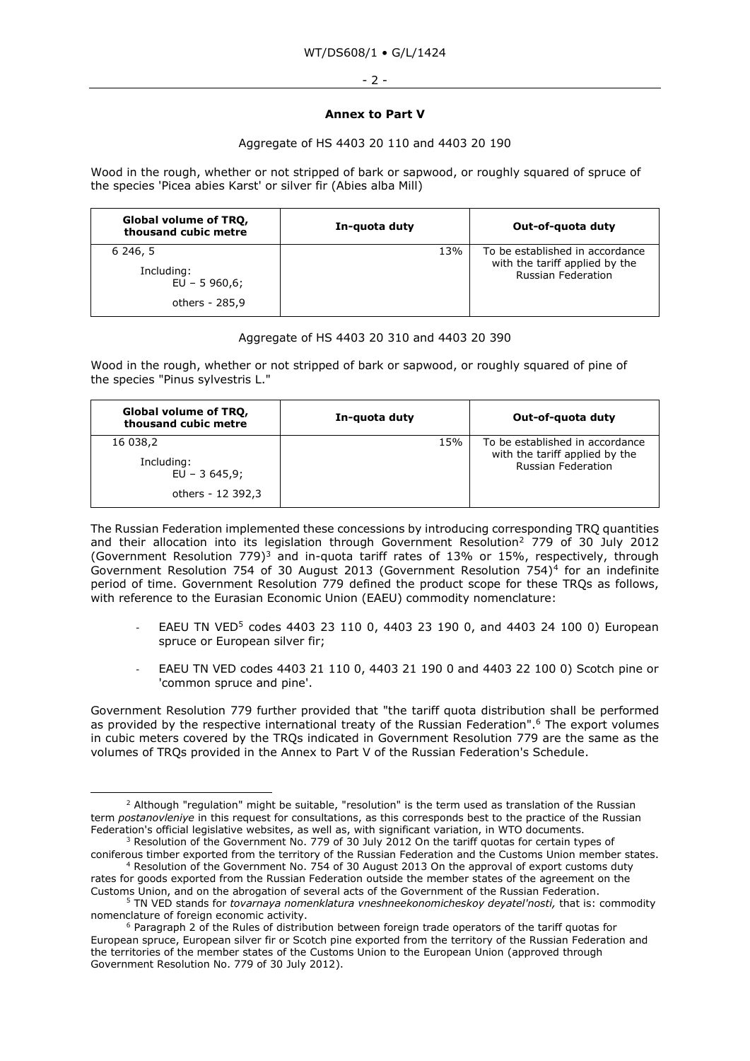**Annex to Part V**

Aggregate of HS 4403 20 110 and 4403 20 190

Wood in the rough, whether or not stripped of bark or sapwood, or roughly squared of spruce of the species 'Picea abies Karst' or silver fir (Abies alba Mill)

| Global volume of TRQ, thousand cubic metre | In-quota duty | Out-of-quota duty |
|---|---|---|
| 6 246, 5<br>Including:<br>EU – 5 960,6;<br>others - 285,9 | 13% | To be established in accordance with the tariff applied by the Russian Federation |

Aggregate of HS 4403 20 310 and 4403 20 390

Wood in the rough, whether or not stripped of bark or sapwood, or roughly squared of pine of the species "Pinus sylvestris L."

| Global volume of TRQ, thousand cubic metre | In-quota duty | Out-of-quota duty |
|---|---|---|
| 16 038,2<br>Including:<br>EU – 3 645,9;<br>others - 12 392,3 | 15% | To be established in accordance with the tariff applied by the Russian Federation |

The Russian Federation implemented these concessions by introducing corresponding TRQ quantities and their allocation into its legislation through Government Resolution[2] 779 of 30 July 2012 (Government Resolution 779)[3] and in-quota tariff rates of 13% or 15%, respectively, through Government Resolution 754 of 30 August 2013 (Government Resolution 754)[4] for an indefinite period of time. Government Resolution 779 defined the product scope for these TRQs as follows, with reference to the Eurasian Economic Union (EAEU) commodity nomenclature:

- EAEU TN VED[5] codes 4403 23 110 0, 4403 23 190 0, and 4403 24 100 0) European spruce or European silver fir;
- EAEU TN VED codes 4403 21 110 0, 4403 21 190 0 and 4403 22 100 0) Scotch pine or 'common spruce and pine'.

Government Resolution 779 further provided that "the tariff quota distribution shall be performed as provided by the respective international treaty of the Russian Federation".[6] The export volumes in cubic meters covered by the TRQs indicated in Government Resolution 779 are the same as the volumes of TRQs provided in the Annex to Part V of the Russian Federation's Schedule.

---

[2] Although "regulation" might be suitable, "resolution" is the term used as translation of the Russian term *postanovleniye* in this request for consultations, as this corresponds best to the practice of the Russian Federation's official legislative websites, as well as, with significant variation, in WTO documents.

[3] Resolution of the Government No. 779 of 30 July 2012 On the tariff quotas for certain types of coniferous timber exported from the territory of the Russian Federation and the Customs Union member states.

[4] Resolution of the Government No. 754 of 30 August 2013 On the approval of export customs duty rates for goods exported from the Russian Federation outside the member states of the agreement on the Customs Union, and on the abrogation of several acts of the Government of the Russian Federation.

[5] TN VED stands for *tovarnaya nomenklatura vneshneekonomicheskoy deyatel'nosti,* that is: commodity nomenclature of foreign economic activity.

[6] Paragraph 2 of the Rules of distribution between foreign trade operators of the tariff quotas for European spruce, European silver fir or Scotch pine exported from the territory of the Russian Federation and the territories of the member states of the Customs Union to the European Union (approved through Government Resolution No. 779 of 30 July 2012).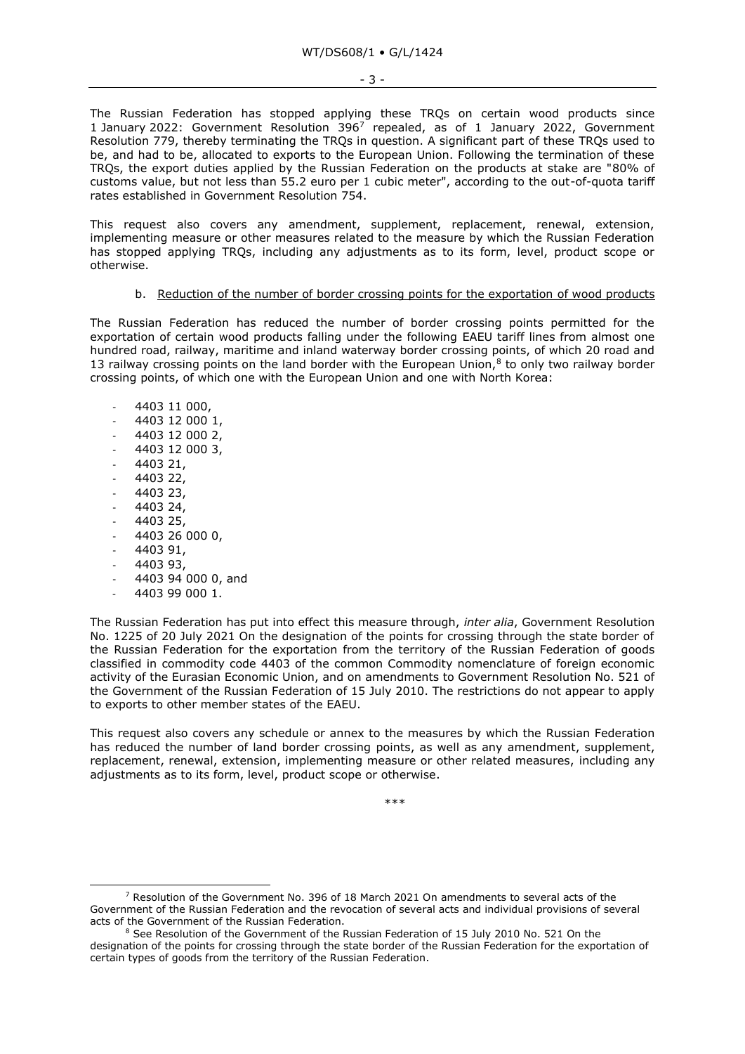The Russian Federation has stopped applying these TRQs on certain wood products since 1 January 2022: Government Resolution 396[7] repealed, as of 1 January 2022, Government Resolution 779, thereby terminating the TRQs in question. A significant part of these TRQs used to be, and had to be, allocated to exports to the European Union. Following the termination of these TRQs, the export duties applied by the Russian Federation on the products at stake are "80% of customs value, but not less than 55.2 euro per 1 cubic meter", according to the out-of-quota tariff rates established in Government Resolution 754.

This request also covers any amendment, supplement, replacement, renewal, extension, implementing measure or other measures related to the measure by which the Russian Federation has stopped applying TRQs, including any adjustments as to its form, level, product scope or otherwise.

b. Reduction of the number of border crossing points for the exportation of wood products

The Russian Federation has reduced the number of border crossing points permitted for the exportation of certain wood products falling under the following EAEU tariff lines from almost one hundred road, railway, maritime and inland waterway border crossing points, of which 20 road and 13 railway crossing points on the land border with the European Union,[8] to only two railway border crossing points, of which one with the European Union and one with North Korea:

- 4403 11 000,
- 4403 12 000 1,
- 4403 12 000 2,
- 4403 12 000 3,
- 4403 21,
- 4403 22,
- 4403 23,
- 4403 24,
- 4403 25,
- 4403 26 000 0,
- 4403 91,
- 4403 93,
- 4403 94 000 0, and
- 4403 99 000 1.

The Russian Federation has put into effect this measure through, *inter alia*, Government Resolution No. 1225 of 20 July 2021 On the designation of the points for crossing through the state border of the Russian Federation for the exportation from the territory of the Russian Federation of goods classified in commodity code 4403 of the common Commodity nomenclature of foreign economic activity of the Eurasian Economic Union, and on amendments to Government Resolution No. 521 of the Government of the Russian Federation of 15 July 2010. The restrictions do not appear to apply to exports to other member states of the EAEU.

This request also covers any schedule or annex to the measures by which the Russian Federation has reduced the number of land border crossing points, as well as any amendment, supplement, replacement, renewal, extension, implementing measure or other related measures, including any adjustments as to its form, level, product scope or otherwise.

***

[7] Resolution of the Government No. 396 of 18 March 2021 On amendments to several acts of the Government of the Russian Federation and the revocation of several acts and individual provisions of several acts of the Government of the Russian Federation.

[8] See Resolution of the Government of the Russian Federation of 15 July 2010 No. 521 On the designation of the points for crossing through the state border of the Russian Federation for the exportation of certain types of goods from the territory of the Russian Federation.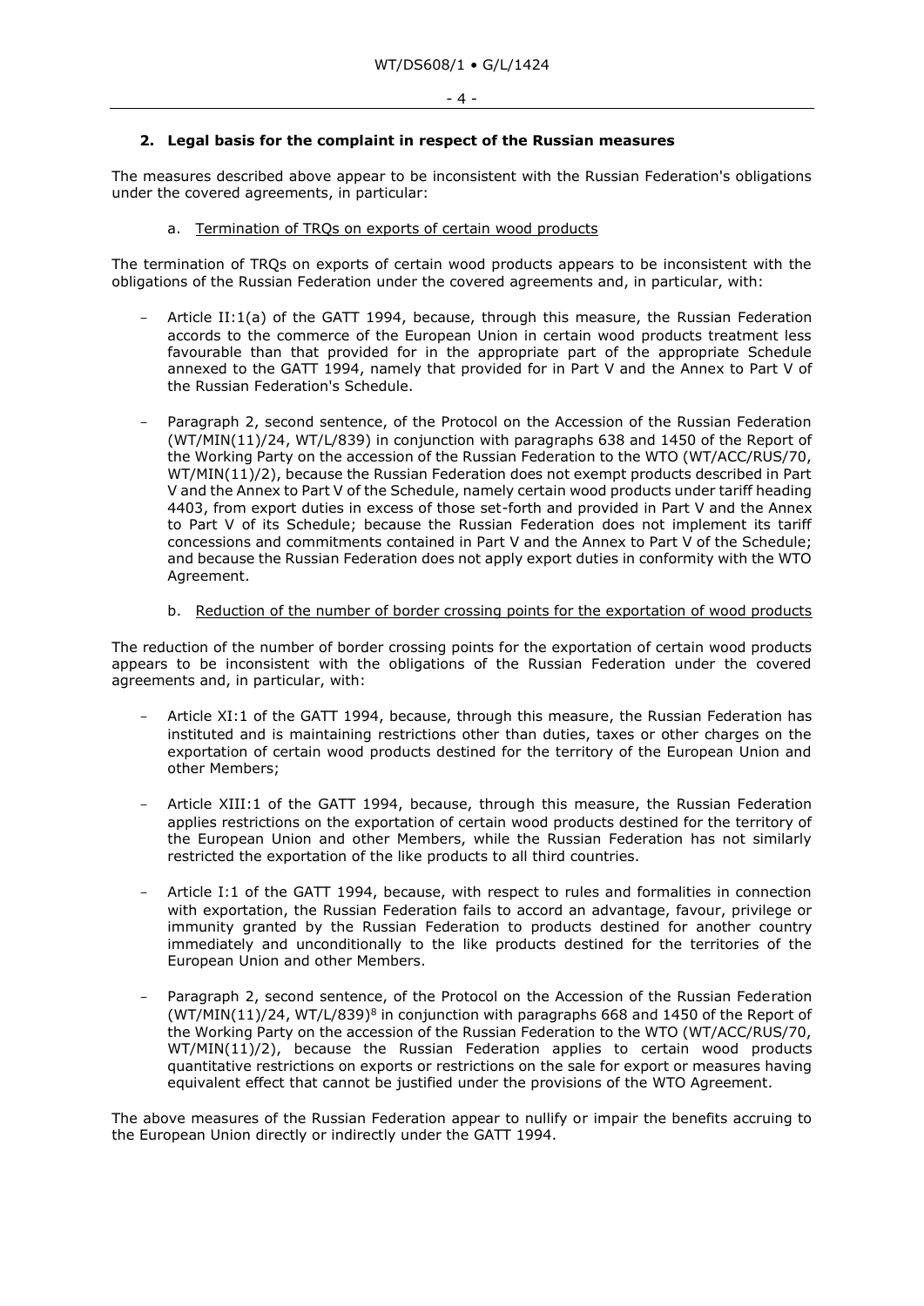## 2. Legal basis for the complaint in respect of the Russian measures

The measures described above appear to be inconsistent with the Russian Federation's obligations under the covered agreements, in particular:

a. Termination of TRQs on exports of certain wood products

The termination of TRQs on exports of certain wood products appears to be inconsistent with the obligations of the Russian Federation under the covered agreements and, in particular, with:

- Article II:1(a) of the GATT 1994, because, through this measure, the Russian Federation accords to the commerce of the European Union in certain wood products treatment less favourable than that provided for in the appropriate part of the appropriate Schedule annexed to the GATT 1994, namely that provided for in Part V and the Annex to Part V of the Russian Federation's Schedule.
- Paragraph 2, second sentence, of the Protocol on the Accession of the Russian Federation (WT/MIN(11)/24, WT/L/839) in conjunction with paragraphs 638 and 1450 of the Report of the Working Party on the accession of the Russian Federation to the WTO (WT/ACC/RUS/70, WT/MIN(11)/2), because the Russian Federation does not exempt products described in Part V and the Annex to Part V of the Schedule, namely certain wood products under tariff heading 4403, from export duties in excess of those set-forth and provided in Part V and the Annex to Part V of its Schedule; because the Russian Federation does not implement its tariff concessions and commitments contained in Part V and the Annex to Part V of the Schedule; and because the Russian Federation does not apply export duties in conformity with the WTO Agreement.

b. Reduction of the number of border crossing points for the exportation of wood products

The reduction of the number of border crossing points for the exportation of certain wood products appears to be inconsistent with the obligations of the Russian Federation under the covered agreements and, in particular, with:

- Article XI:1 of the GATT 1994, because, through this measure, the Russian Federation has instituted and is maintaining restrictions other than duties, taxes or other charges on the exportation of certain wood products destined for the territory of the European Union and other Members;
- Article XIII:1 of the GATT 1994, because, through this measure, the Russian Federation applies restrictions on the exportation of certain wood products destined for the territory of the European Union and other Members, while the Russian Federation has not similarly restricted the exportation of the like products to all third countries.
- Article I:1 of the GATT 1994, because, with respect to rules and formalities in connection with exportation, the Russian Federation fails to accord an advantage, favour, privilege or immunity granted by the Russian Federation to products destined for another country immediately and unconditionally to the like products destined for the territories of the European Union and other Members.
- Paragraph 2, second sentence, of the Protocol on the Accession of the Russian Federation (WT/MIN(11)/24, WT/L/839)[8] in conjunction with paragraphs 668 and 1450 of the Report of the Working Party on the accession of the Russian Federation to the WTO (WT/ACC/RUS/70, WT/MIN(11)/2), because the Russian Federation applies to certain wood products quantitative restrictions on exports or restrictions on the sale for export or measures having equivalent effect that cannot be justified under the provisions of the WTO Agreement.

The above measures of the Russian Federation appear to nullify or impair the benefits accruing to the European Union directly or indirectly under the GATT 1994.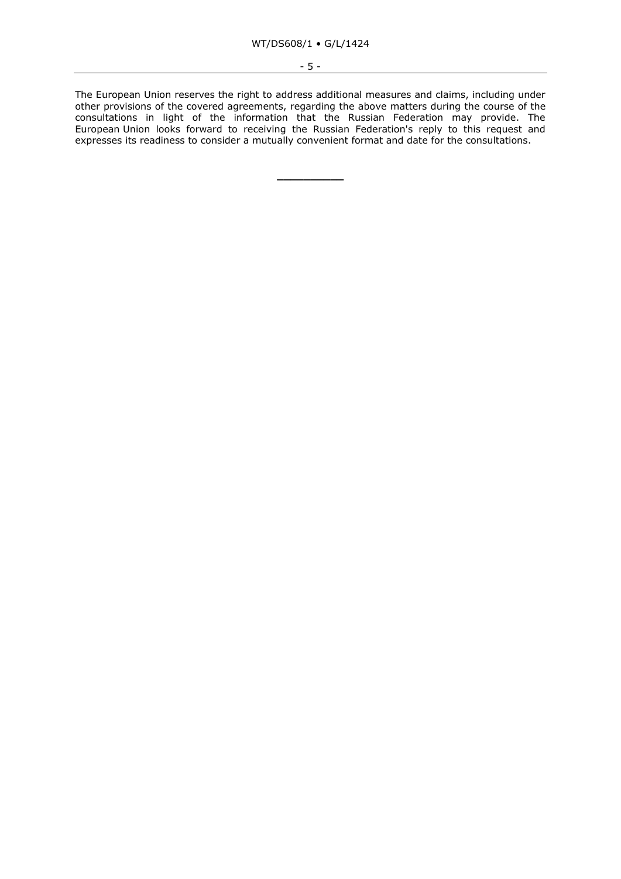The European Union reserves the right to address additional measures and claims, including under other provisions of the covered agreements, regarding the above matters during the course of the consultations in light of the information that the Russian Federation may provide. The European Union looks forward to receiving the Russian Federation's reply to this request and expresses its readiness to consider a mutually convenient format and date for the consultations.

__________